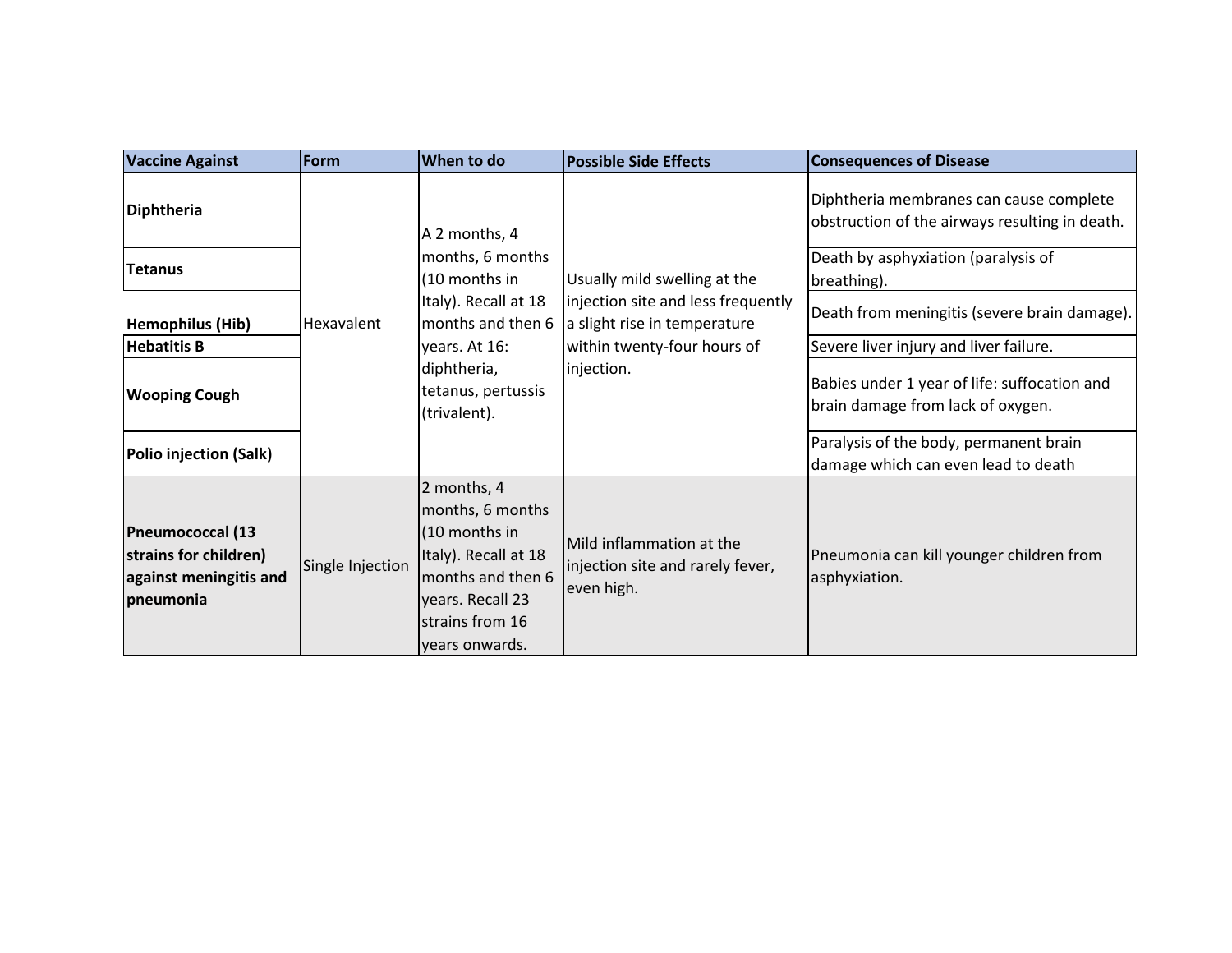| Vaccine Against | Form | When to do | Possible Side Effects | Consequences of Disease |
|---|---|---|---|---|
| **Diphtheria** | Hexavalent | A 2 months, 4 months, 6 months (10 months in Italy). Recall at 18 months and then 6 years. At 16: diphtheria, tetanus, pertussis (trivalent). | Usually mild swelling at the injection site and less frequently a slight rise in temperature within twenty-four hours of injection. | Diphtheria membranes can cause complete obstruction of the airways resulting in death. |
| **Tetanus** | | | | Death by asphyxiation (paralysis of breathing). |
| **Hemophilus (Hib)** | | | | Death from meningitis (severe brain damage). |
| **Hebatitis B** | | | | Severe liver injury and liver failure. |
| **Wooping Cough** | | | | Babies under 1 year of life: suffocation and brain damage from lack of oxygen. |
| **Polio injection (Salk)** | | | | Paralysis of the body, permanent brain damage which can even lead to death |
| **Pneumococcal (13 strains for children) against meningitis and pneumonia** | Single Injection | 2 months, 4 months, 6 months (10 months in Italy). Recall at 18 months and then 6 years. Recall 23 strains from 16 years onwards. | Mild inflammation at the injection site and rarely fever, even high. | Pneumonia can kill younger children from asphyxiation. |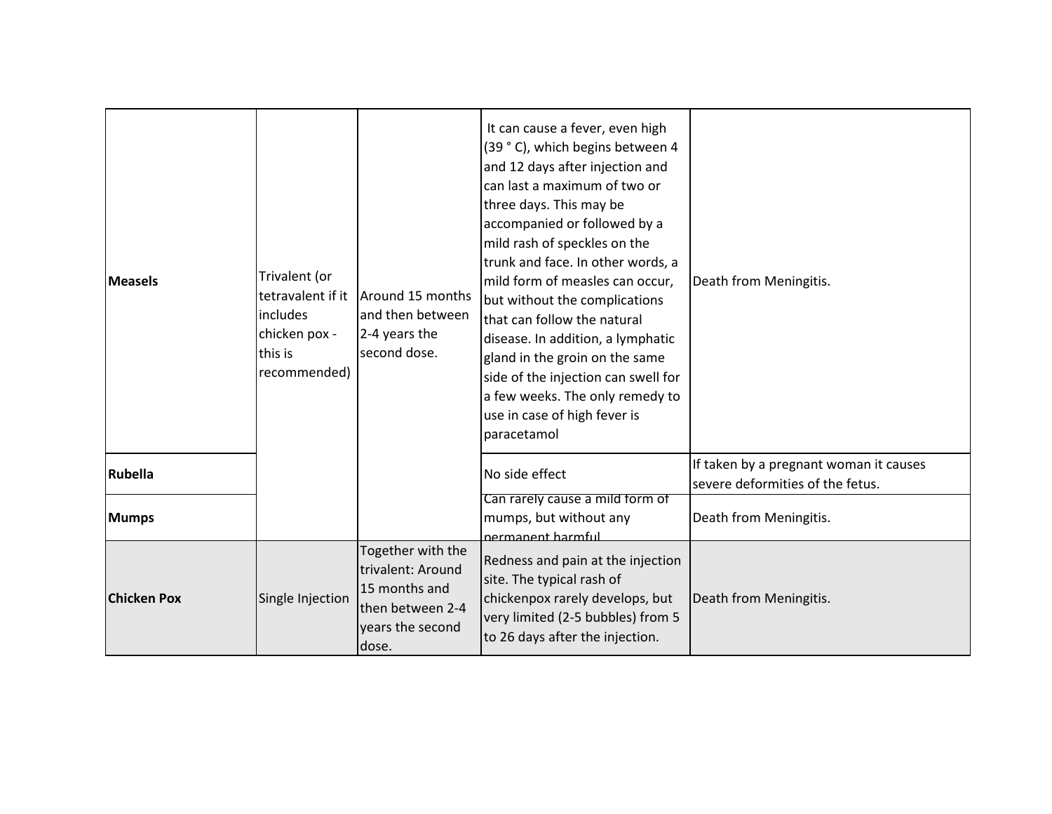| | | | | |
|---|---|---|---|---|
| **Measels** | Trivalent (or tetravalent if it includes chicken pox - this is recommended) | Around 15 months and then between 2-4 years the second dose. | It can cause a fever, even high (39 ° C), which begins between 4 and 12 days after injection and can last a maximum of two or three days. This may be accompanied or followed by a mild rash of speckles on the trunk and face. In other words, a mild form of measles can occur, but without the complications that can follow the natural disease. In addition, a lymphatic gland in the groin on the same side of the injection can swell for a few weeks. The only remedy to use in case of high fever is paracetamol | Death from Meningitis. |
| **Rubella** | | | No side effect | If taken by a pregnant woman it causes severe deformities of the fetus. |
| **Mumps** | | | Can rarely cause a mild form of mumps, but without any permanent harmful | Death from Meningitis. |
| **Chicken Pox** | Single Injection | Together with the trivalent: Around 15 months and then between 2-4 years the second dose. | Redness and pain at the injection site. The typical rash of chickenpox rarely develops, but very limited (2-5 bubbles) from 5 to 26 days after the injection. | Death from Meningitis. |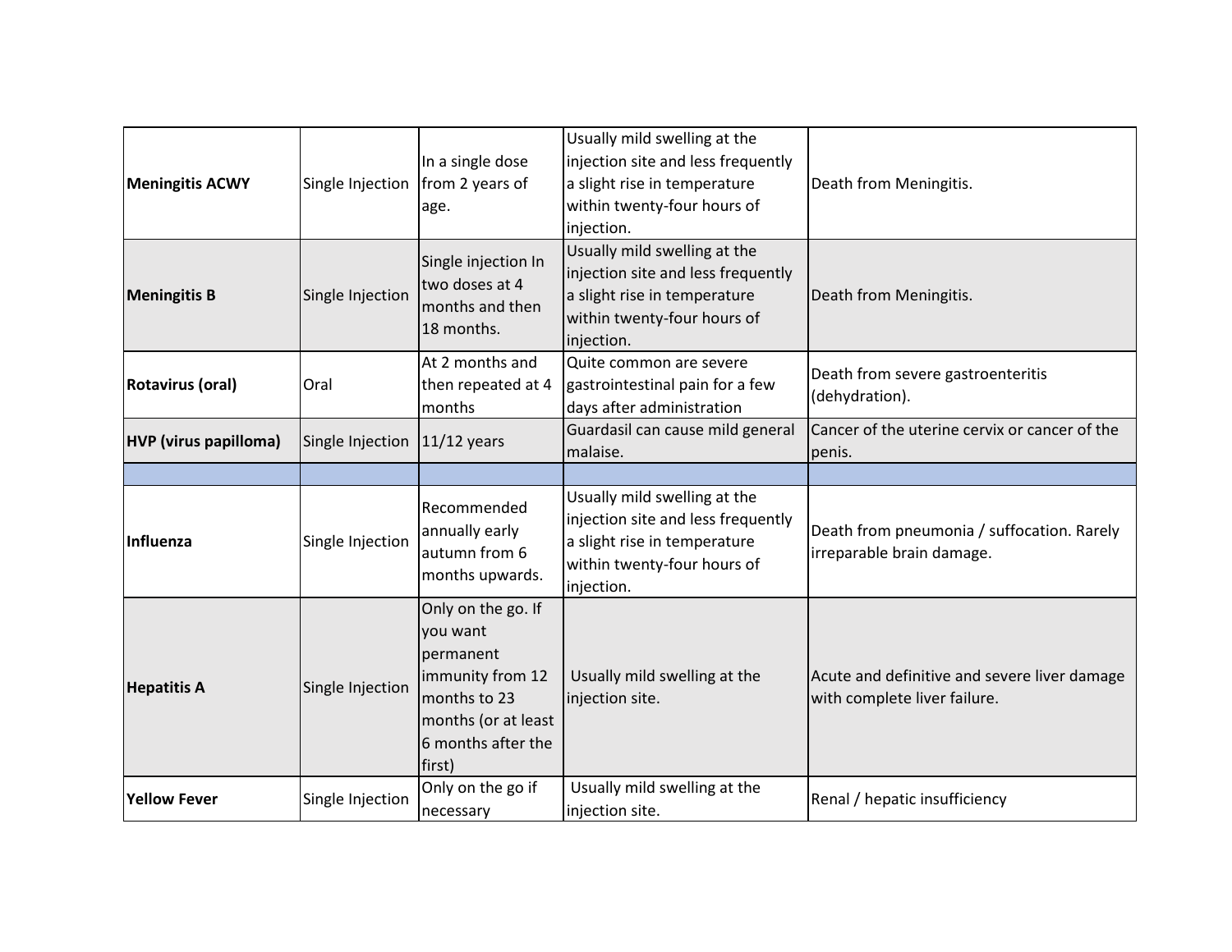| | | | | |
|---|---|---|---|---|
| **Meningitis ACWY** | Single Injection | In a single dose from 2 years of age. | Usually mild swelling at the injection site and less frequently a slight rise in temperature within twenty-four hours of injection. | Death from Meningitis. |
| **Meningitis B** | Single Injection | Single injection In two doses at 4 months and then 18 months. | Usually mild swelling at the injection site and less frequently a slight rise in temperature within twenty-four hours of injection. | Death from Meningitis. |
| **Rotavirus (oral)** | Oral | At 2 months and then repeated at 4 months | Quite common are severe gastrointestinal pain for a few days after administration | Death from severe gastroenteritis (dehydration). |
| **HVP (virus papilloma)** | Single Injection | 11/12 years | Guardasil can cause mild general malaise. | Cancer of the uterine cervix or cancer of the penis. |
| | | | | |
| **Influenza** | Single Injection | Recommended annually early autumn from 6 months upwards. | Usually mild swelling at the injection site and less frequently a slight rise in temperature within twenty-four hours of injection. | Death from pneumonia / suffocation. Rarely irreparable brain damage. |
| **Hepatitis A** | Single Injection | Only on the go. If you want permanent immunity from 12 months to 23 months (or at least 6 months after the first) | Usually mild swelling at the injection site. | Acute and definitive and severe liver damage with complete liver failure. |
| **Yellow Fever** | Single Injection | Only on the go if necessary | Usually mild swelling at the injection site. | Renal / hepatic insufficiency |